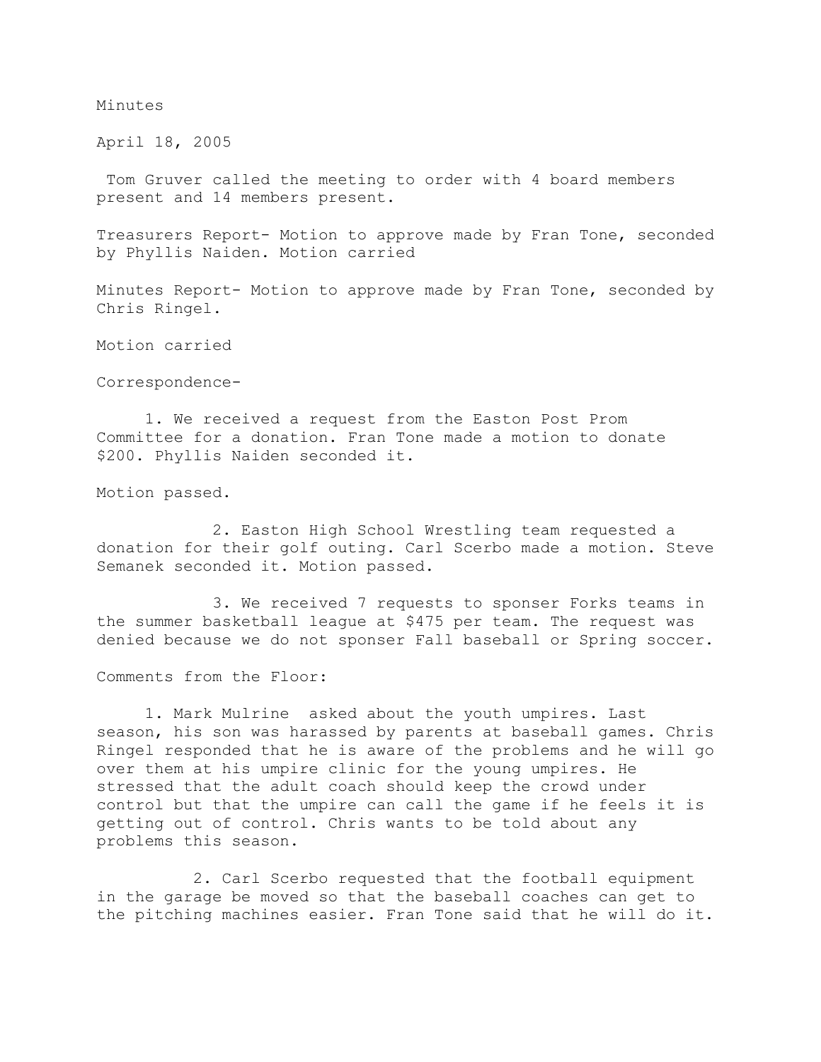Minutes

April 18, 2005

Tom Gruver called the meeting to order with 4 board members present and 14 members present.

Treasurers Report- Motion to approve made by Fran Tone, seconded by Phyllis Naiden. Motion carried

Minutes Report- Motion to approve made by Fran Tone, seconded by Chris Ringel.

Motion carried

Correspondence-

1. We received a request from the Easton Post Prom Committee for a donation. Fran Tone made a motion to donate $200. Phyllis Naiden seconded it.

Motion passed.

2. Easton High School Wrestling team requested a donation for their golf outing. Carl Scerbo made a motion. Steve Semanek seconded it. Motion passed.

3. We received 7 requests to sponser Forks teams in the summer basketball league at $475 per team. The request was denied because we do not sponser Fall baseball or Spring soccer.

Comments from the Floor:

1. Mark Mulrine asked about the youth umpires. Last season, his son was harassed by parents at baseball games. Chris Ringel responded that he is aware of the problems and he will go over them at his umpire clinic for the young umpires. He stressed that the adult coach should keep the crowd under control but that the umpire can call the game if he feels it is getting out of control. Chris wants to be told about any problems this season.

2. Carl Scerbo requested that the football equipment in the garage be moved so that the baseball coaches can get to the pitching machines easier. Fran Tone said that he will do it.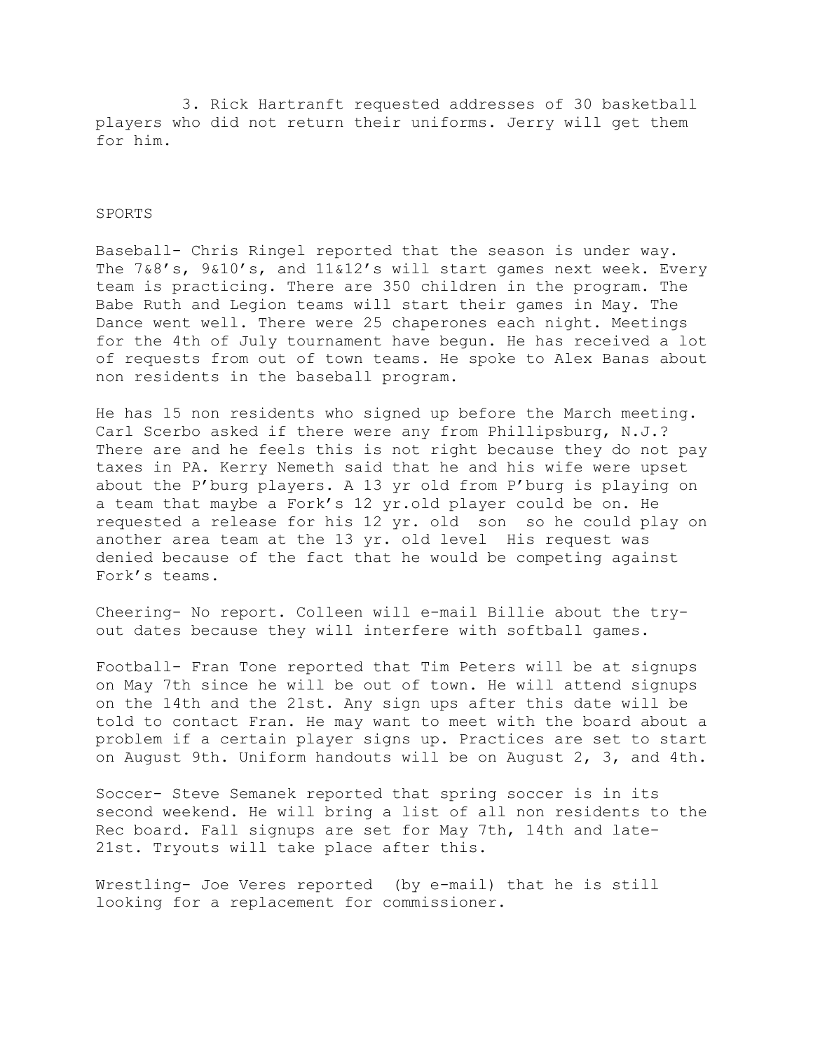3. Rick Hartranft requested addresses of 30 basketball players who did not return their uniforms. Jerry will get them for him.

SPORTS

Baseball- Chris Ringel reported that the season is under way. The 7&8's, 9&10's, and 11&12's will start games next week. Every team is practicing. There are 350 children in the program. The Babe Ruth and Legion teams will start their games in May. The Dance went well. There were 25 chaperones each night. Meetings for the 4th of July tournament have begun. He has received a lot of requests from out of town teams. He spoke to Alex Banas about non residents in the baseball program.

He has 15 non residents who signed up before the March meeting. Carl Scerbo asked if there were any from Phillipsburg, N.J.? There are and he feels this is not right because they do not pay taxes in PA. Kerry Nemeth said that he and his wife were upset about the P'burg players. A 13 yr old from P'burg is playing on a team that maybe a Fork's 12 yr.old player could be on. He requested a release for his 12 yr. old son so he could play on another area team at the 13 yr. old level His request was denied because of the fact that he would be competing against Fork's teams.

Cheering- No report. Colleen will e-mail Billie about the try-out dates because they will interfere with softball games.

Football- Fran Tone reported that Tim Peters will be at signups on May 7th since he will be out of town. He will attend signups on the 14th and the 21st. Any sign ups after this date will be told to contact Fran. He may want to meet with the board about a problem if a certain player signs up. Practices are set to start on August 9th. Uniform handouts will be on August 2, 3, and 4th.

Soccer- Steve Semanek reported that spring soccer is in its second weekend. He will bring a list of all non residents to the Rec board. Fall signups are set for May 7th, 14th and late-21st. Tryouts will take place after this.

Wrestling- Joe Veres reported (by e-mail) that he is still looking for a replacement for commissioner.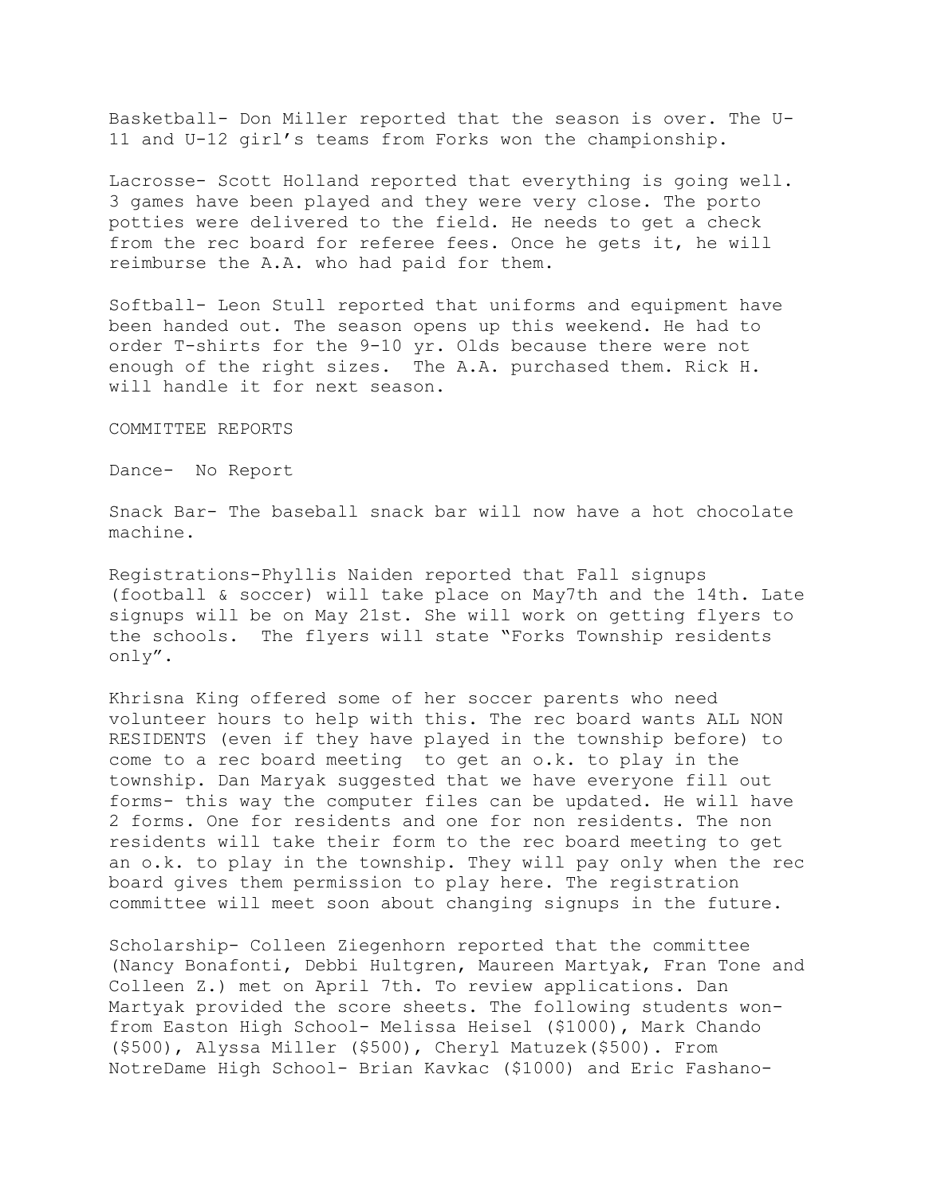Basketball- Don Miller reported that the season is over. The U-11 and U-12 girl's teams from Forks won the championship.

Lacrosse- Scott Holland reported that everything is going well. 3 games have been played and they were very close. The porto potties were delivered to the field. He needs to get a check from the rec board for referee fees. Once he gets it, he will reimburse the A.A. who had paid for them.

Softball- Leon Stull reported that uniforms and equipment have been handed out. The season opens up this weekend. He had to order T-shirts for the 9-10 yr. Olds because there were not enough of the right sizes. The A.A. purchased them. Rick H. will handle it for next season.

COMMITTEE REPORTS

Dance- No Report

Snack Bar- The baseball snack bar will now have a hot chocolate machine.

Registrations-Phyllis Naiden reported that Fall signups (football & soccer) will take place on May7th and the 14th. Late signups will be on May 21st. She will work on getting flyers to the schools. The flyers will state "Forks Township residents only".

Khrisna King offered some of her soccer parents who need volunteer hours to help with this. The rec board wants ALL NON RESIDENTS (even if they have played in the township before) to come to a rec board meeting to get an o.k. to play in the township. Dan Maryak suggested that we have everyone fill out forms- this way the computer files can be updated. He will have 2 forms. One for residents and one for non residents. The non residents will take their form to the rec board meeting to get an o.k. to play in the township. They will pay only when the rec board gives them permission to play here. The registration committee will meet soon about changing signups in the future.

Scholarship- Colleen Ziegenhorn reported that the committee (Nancy Bonafonti, Debbi Hultgren, Maureen Martyak, Fran Tone and Colleen Z.) met on April 7th. To review applications. Dan Martyak provided the score sheets. The following students won- from Easton High School- Melissa Heisel ($1000), Mark Chando ($500), Alyssa Miller ($500), Cheryl Matuzek($500). From NotreDame High School- Brian Kavkac ($1000) and Eric Fashano-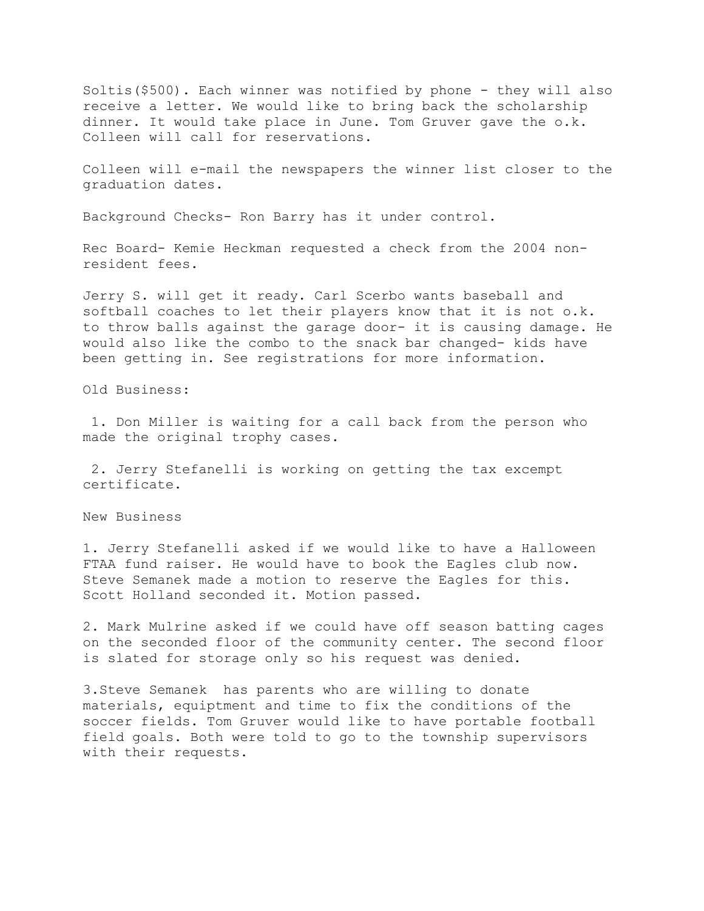Soltis($500). Each winner was notified by phone - they will also receive a letter. We would like to bring back the scholarship dinner. It would take place in June. Tom Gruver gave the o.k. Colleen will call for reservations.

Colleen will e-mail the newspapers the winner list closer to the graduation dates.

Background Checks- Ron Barry has it under control.

Rec Board- Kemie Heckman requested a check from the 2004 non-resident fees.

Jerry S. will get it ready. Carl Scerbo wants baseball and softball coaches to let their players know that it is not o.k. to throw balls against the garage door- it is causing damage. He would also like the combo to the snack bar changed- kids have been getting in. See registrations for more information.

Old Business:

1. Don Miller is waiting for a call back from the person who made the original trophy cases.
2. Jerry Stefanelli is working on getting the tax excempt certificate.

New Business

1. Jerry Stefanelli asked if we would like to have a Halloween FTAA fund raiser. He would have to book the Eagles club now. Steve Semanek made a motion to reserve the Eagles for this. Scott Holland seconded it. Motion passed.

2. Mark Mulrine asked if we could have off season batting cages on the seconded floor of the community center. The second floor is slated for storage only so his request was denied.

3. Steve Semanek has parents who are willing to donate materials, equiptment and time to fix the conditions of the soccer fields. Tom Gruver would like to have portable football field goals. Both were told to go to the township supervisors with their requests.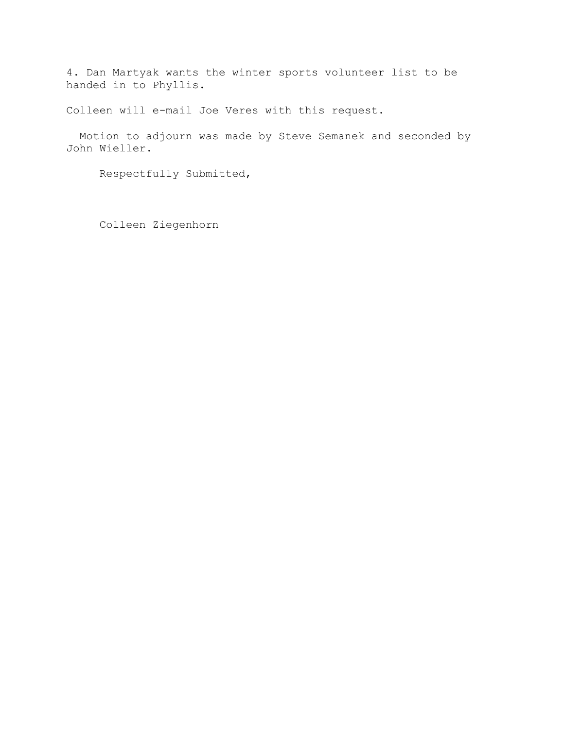4. Dan Martyak wants the winter sports volunteer list to be handed in to Phyllis.

Colleen will e-mail Joe Veres with this request.

Motion to adjourn was made by Steve Semanek and seconded by John Wieller.

Respectfully Submitted,

Colleen Ziegenhorn